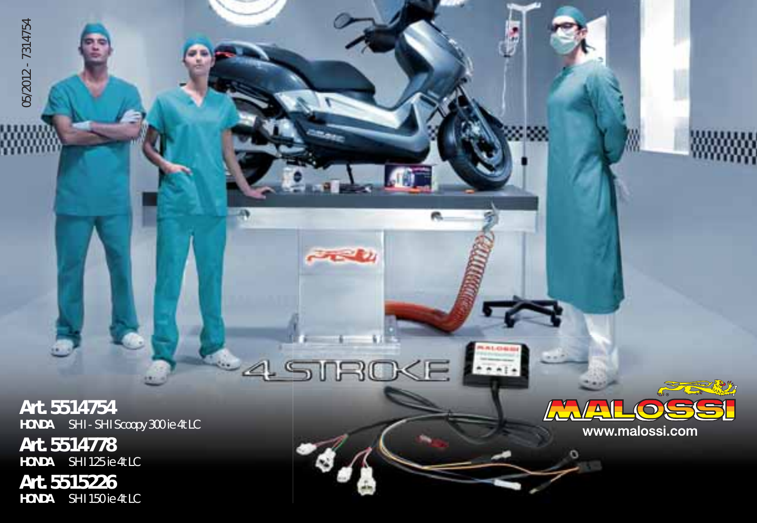05/2012 - 7314754

4 STROKE

**Art. 5514754**
**HONDA** SH I - SH I Scoopy 300 ie 4t LC

**Art. 5514778**
**HONDA** SH I 125 ie 4t LC

**Art. 5515226**
**HONDA** SH I 150 ie 4t LC

MALOSSI
www.malossi.com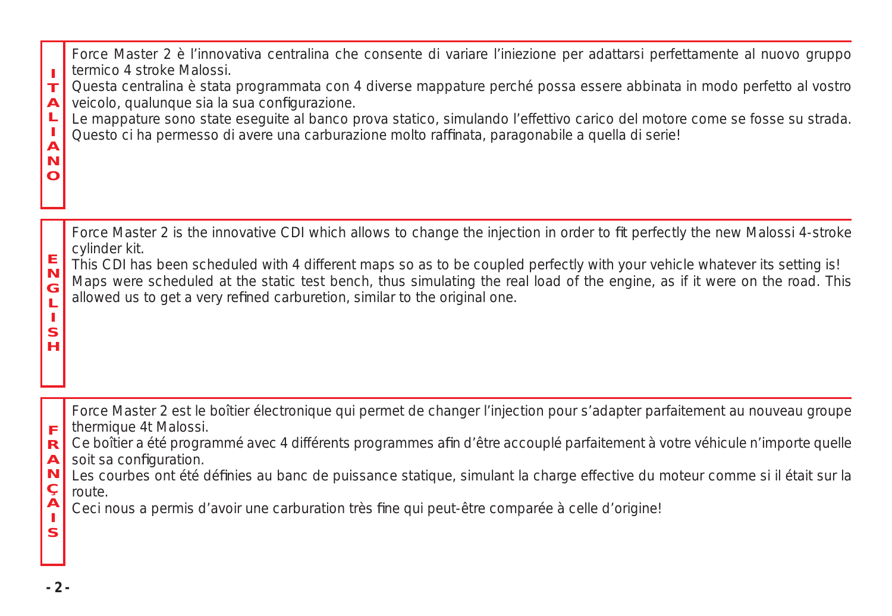## ITALIANO

Force Master 2 è l'innovativa centralina che consente di variare l'iniezione per adattarsi perfettamente al nuovo gruppo termico 4 stroke Malossi.
Questa centralina è stata programmata con 4 diverse mappature perché possa essere abbinata in modo perfetto al vostro veicolo, qualunque sia la sua configurazione.
Le mappature sono state eseguite al banco prova statico, simulando l'effettivo carico del motore come se fosse su strada.
Questo ci ha permesso di avere una carburazione molto raffinata, paragonabile a quella di serie!

## ENGLISH

Force Master 2 is the innovative CDI which allows to change the injection in order to fit perfectly the new Malossi 4-stroke cylinder kit.
This CDI has been scheduled with 4 different maps so as to be coupled perfectly with your vehicle whatever its setting is!
Maps were scheduled at the static test bench, thus simulating the real load of the engine, as if it were on the road. This allowed us to get a very refined carburetion, similar to the original one.

## FRANÇAIS

Force Master 2 est le boîtier électronique qui permet de changer l'injection pour s'adapter parfaitement au nouveau groupe thermique 4t Malossi.
Ce boîtier a été programmé avec 4 différents programmes afin d'être accouplé parfaitement à votre véhicule n'importe quelle soit sa configuration.
Les courbes ont été définies au banc de puissance statique, simulant la charge effective du moteur comme si il était sur la route.
Ceci nous a permis d'avoir une carburation très fine qui peut-être comparée à celle d'origine!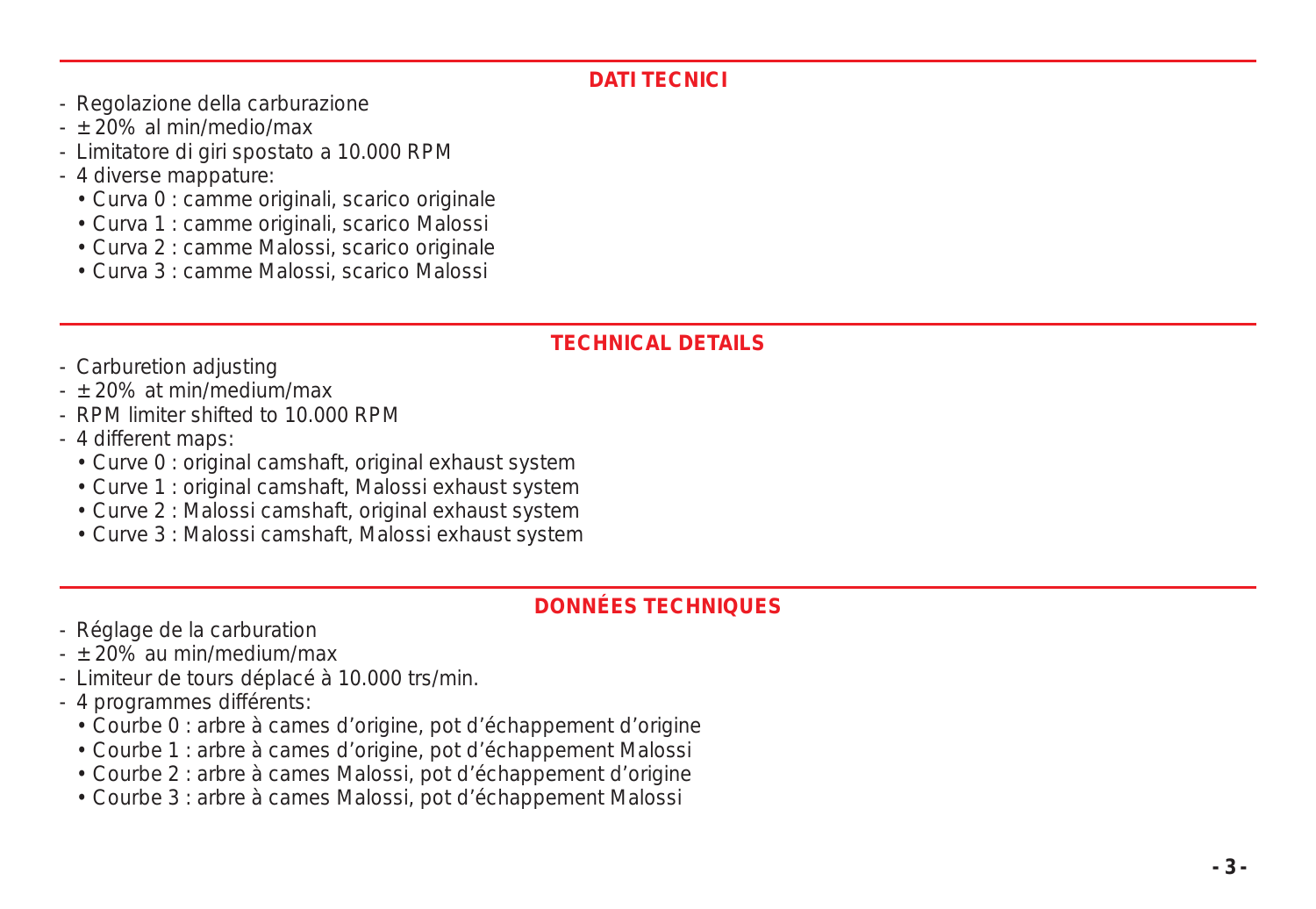## DATI TECNICI

- Regolazione della carburazione
- ± 20% al min/medio/max
- Limitatore di giri spostato a 10.000 RPM
- 4 diverse mappature:
  - Curva 0 : camme originali, scarico originale
  - Curva 1 : camme originali, scarico Malossi
  - Curva 2 : camme Malossi, scarico originale
  - Curva 3 : camme Malossi, scarico Malossi

## TECHNICAL DETAILS

- Carburetion adjusting
- ± 20% at min/medium/max
- RPM limiter shifted to 10.000 RPM
- 4 different maps:
  - Curve 0 : original camshaft, original exhaust system
  - Curve 1 : original camshaft, Malossi exhaust system
  - Curve 2 : Malossi camshaft, original exhaust system
  - Curve 3 : Malossi camshaft, Malossi exhaust system

## DONNÉES TECHNIQUES

- Réglage de la carburation
- ± 20% au min/medium/max
- Limiteur de tours déplacé à 10.000 trs/min.
- 4 programmes différents:
  - Courbe 0 : arbre à cames d'origine, pot d'échappement d'origine
  - Courbe 1 : arbre à cames d'origine, pot d'échappement Malossi
  - Courbe 2 : arbre à cames Malossi, pot d'échappement d'origine
  - Courbe 3 : arbre à cames Malossi, pot d'échappement Malossi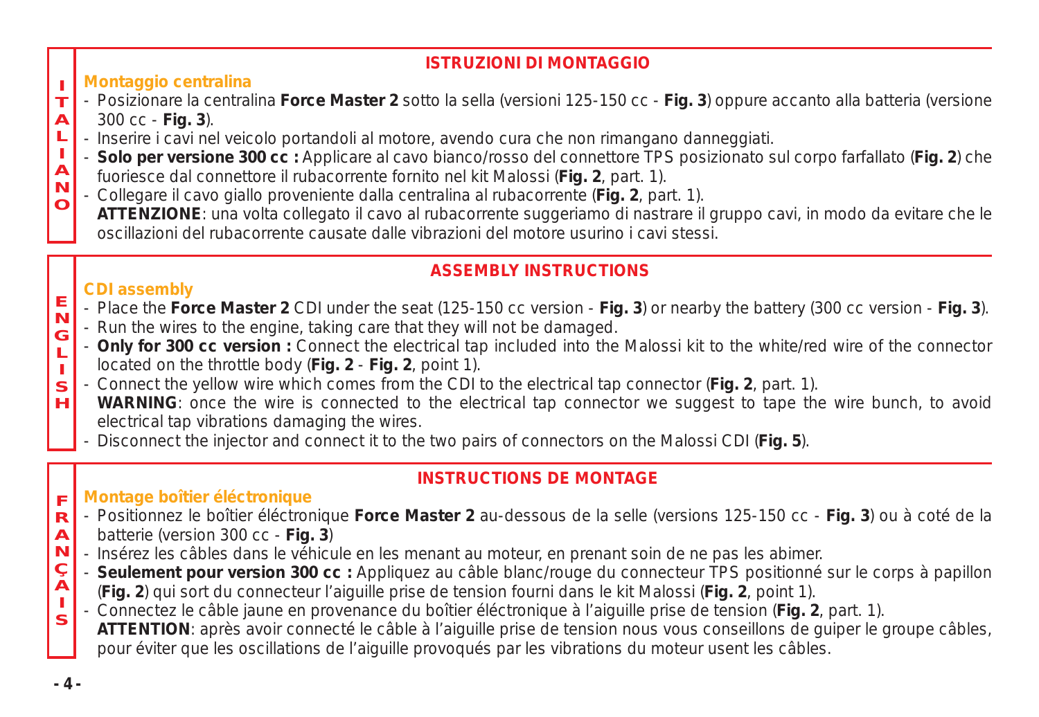ITALIANO

## ISTRUZIONI DI MONTAGGIO

### Montaggio centralina

- Posizionare la centralina **Force Master 2** sotto la sella (versioni 125-150 cc - **Fig. 3**) oppure accanto alla batteria (versione 300 cc - **Fig. 3**).
- Inserire i cavi nel veicolo portandoli al motore, avendo cura che non rimangano danneggiati.
- **Solo per versione 300 cc :** Applicare al cavo bianco/rosso del connettore TPS posizionato sul corpo farfallato (**Fig. 2**) che fuoriesce dal connettore il rubacorrente fornito nel kit Malossi (**Fig. 2**, part. 1).
- Collegare il cavo giallo proveniente dalla centralina al rubacorrente (**Fig. 2**, part. 1).
  **ATTENZIONE**: una volta collegato il cavo al rubacorrente suggeriamo di nastrare il gruppo cavi, in modo da evitare che le oscillazioni del rubacorrente causate dalle vibrazioni del motore usurino i cavi stessi.

ENGLISH

## ASSEMBLY INSTRUCTIONS

### CDI assembly

- Place the **Force Master 2** CDI under the seat (125-150 cc version - **Fig. 3**) or nearby the battery (300 cc version - **Fig. 3**).
- Run the wires to the engine, taking care that they will not be damaged.
- **Only for 300 cc version :** Connect the electrical tap included into the Malossi kit to the white/red wire of the connector located on the throttle body (**Fig. 2** - **Fig. 2**, point 1).
- Connect the yellow wire which comes from the CDI to the electrical tap connector (**Fig. 2**, part. 1).
  **WARNING**: once the wire is connected to the electrical tap connector we suggest to tape the wire bunch, to avoid electrical tap vibrations damaging the wires.
- Disconnect the injector and connect it to the two pairs of connectors on the Malossi CDI (**Fig. 5**).

FRANÇAIS

## INSTRUCTIONS DE MONTAGE

### Montage boîtier éléctronique

- Positionnez le boîtier éléctronique **Force Master 2** au-dessous de la selle (versions 125-150 cc - **Fig. 3**) ou à coté de la batterie (version 300 cc - **Fig. 3**)
- Insérez les câbles dans le véhicule en les menant au moteur, en prenant soin de ne pas les abimer.
- **Seulement pour version 300 cc :** Appliquez au câble blanc/rouge du connecteur TPS positionné sur le corps à papillon (**Fig. 2**) qui sort du connecteur l'aiguille prise de tension fourni dans le kit Malossi (**Fig. 2**, point 1).
- Connectez le câble jaune en provenance du boîtier éléctronique à l'aiguille prise de tension (**Fig. 2**, part. 1).
  **ATTENTION**: après avoir connecté le câble à l'aiguille prise de tension nous vous conseillons de guiper le groupe câbles, pour éviter que les oscillations de l'aiguille provoqués par les vibrations du moteur usent les câbles.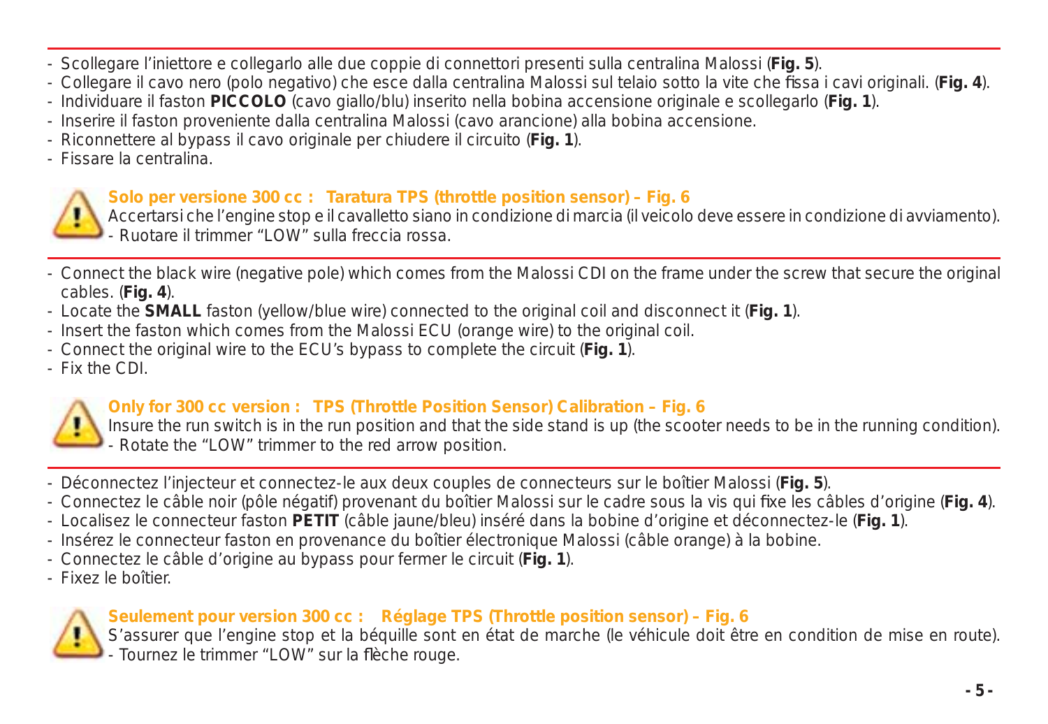- Scollegare l'iniettore e collegarlo alle due coppie di connettori presenti sulla centralina Malossi (**Fig. 5**).
- Collegare il cavo nero (polo negativo) che esce dalla centralina Malossi sul telaio sotto la vite che fissa i cavi originali. (**Fig. 4**).
- Individuare il faston **PICCOLO** (cavo giallo/blu) inserito nella bobina accensione originale e scollegarlo (**Fig. 1**).
- Inserire il faston proveniente dalla centralina Malossi (cavo arancione) alla bobina accensione.
- Riconnettere al bypass il cavo originale per chiudere il circuito (**Fig. 1**).
- Fissare la centralina.

**Solo per versione 300 cc : Taratura TPS (throttle position sensor) – Fig. 6**

Accertarsi che l'engine stop e il cavalletto siano in condizione di marcia (il veicolo deve essere in condizione di avviamento).
- Ruotare il trimmer "LOW" sulla freccia rossa.

---

- Connect the black wire (negative pole) which comes from the Malossi CDI on the frame under the screw that secure the original cables. (**Fig. 4**).
- Locate the **SMALL** faston (yellow/blue wire) connected to the original coil and disconnect it (**Fig. 1**).
- Insert the faston which comes from the Malossi ECU (orange wire) to the original coil.
- Connect the original wire to the ECU's bypass to complete the circuit (**Fig. 1**).
- Fix the CDI.

**Only for 300 cc version : TPS (Throttle Position Sensor) Calibration – Fig. 6**

Insure the run switch is in the run position and that the side stand is up (the scooter needs to be in the running condition).
- Rotate the "LOW" trimmer to the red arrow position.

---

- Déconnectez l'injecteur et connectez-le aux deux couples de connecteurs sur le boîtier Malossi (**Fig. 5**).
- Connectez le câble noir (pôle négatif) provenant du boîtier Malossi sur le cadre sous la vis qui fixe les câbles d'origine (**Fig. 4**).
- Localisez le connecteur faston **PETIT** (câble jaune/bleu) inséré dans la bobine d'origine et déconnectez-le (**Fig. 1**).
- Insérez le connecteur faston en provenance du boîtier électronique Malossi (câble orange) à la bobine.
- Connectez le câble d'origine au bypass pour fermer le circuit (**Fig. 1**).
- Fixez le boîtier.

**Seulement pour version 300 cc : Réglage TPS (Throttle position sensor) – Fig. 6**

S'assurer que l'engine stop et la béquille sont en état de marche (le véhicule doit être en condition de mise en route).
- Tournez le trimmer "LOW" sur la flèche rouge.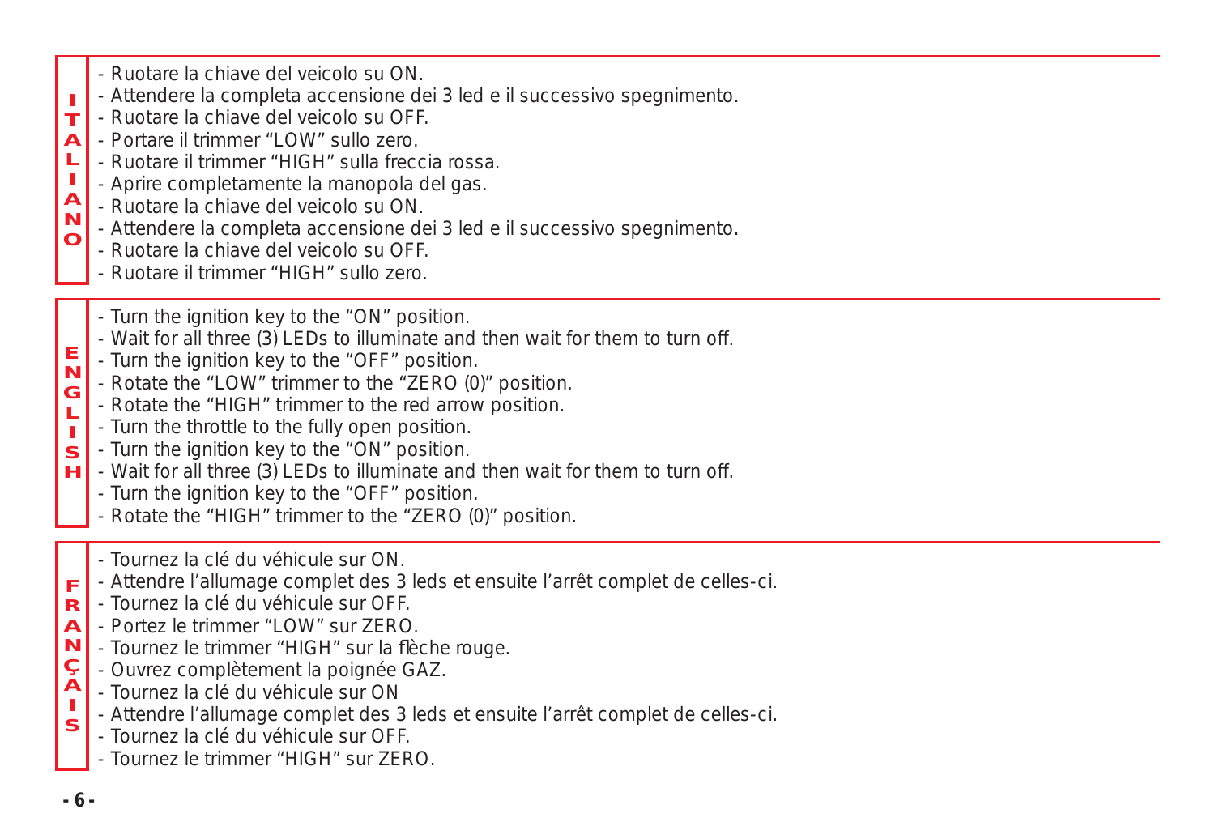## ITALIANO

- Ruotare la chiave del veicolo su ON.
- Attendere la completa accensione dei 3 led e il successivo spegnimento.
- Ruotare la chiave del veicolo su OFF.
- Portare il trimmer “LOW” sullo zero.
- Ruotare il trimmer “HIGH” sulla freccia rossa.
- Aprire completamente la manopola del gas.
- Ruotare la chiave del veicolo su ON.
- Attendere la completa accensione dei 3 led e il successivo spegnimento.
- Ruotare la chiave del veicolo su OFF.
- Ruotare il trimmer “HIGH” sullo zero.

## ENGLISH

- Turn the ignition key to the “ON” position.
- Wait for all three (3) LEDs to illuminate and then wait for them to turn off.
- Turn the ignition key to the “OFF” position.
- Rotate the “LOW” trimmer to the “ZERO (0)” position.
- Rotate the “HIGH” trimmer to the red arrow position.
- Turn the throttle to the fully open position.
- Turn the ignition key to the “ON” position.
- Wait for all three (3) LEDs to illuminate and then wait for them to turn off.
- Turn the ignition key to the “OFF” position.
- Rotate the “HIGH” trimmer to the “ZERO (0)” position.

## FRANÇAIS

- Tournez la clé du véhicule sur ON.
- Attendre l’allumage complet des 3 leds et ensuite l’arrêt complet de celles-ci.
- Tournez la clé du véhicule sur OFF.
- Portez le trimmer “LOW” sur ZERO.
- Tournez le trimmer “HIGH” sur la flèche rouge.
- Ouvrez complètement la poignée GAZ.
- Tournez la clé du véhicule sur ON
- Attendre l’allumage complet des 3 leds et ensuite l’arrêt complet de celles-ci.
- Tournez la clé du véhicule sur OFF.
- Tournez le trimmer “HIGH” sur ZERO.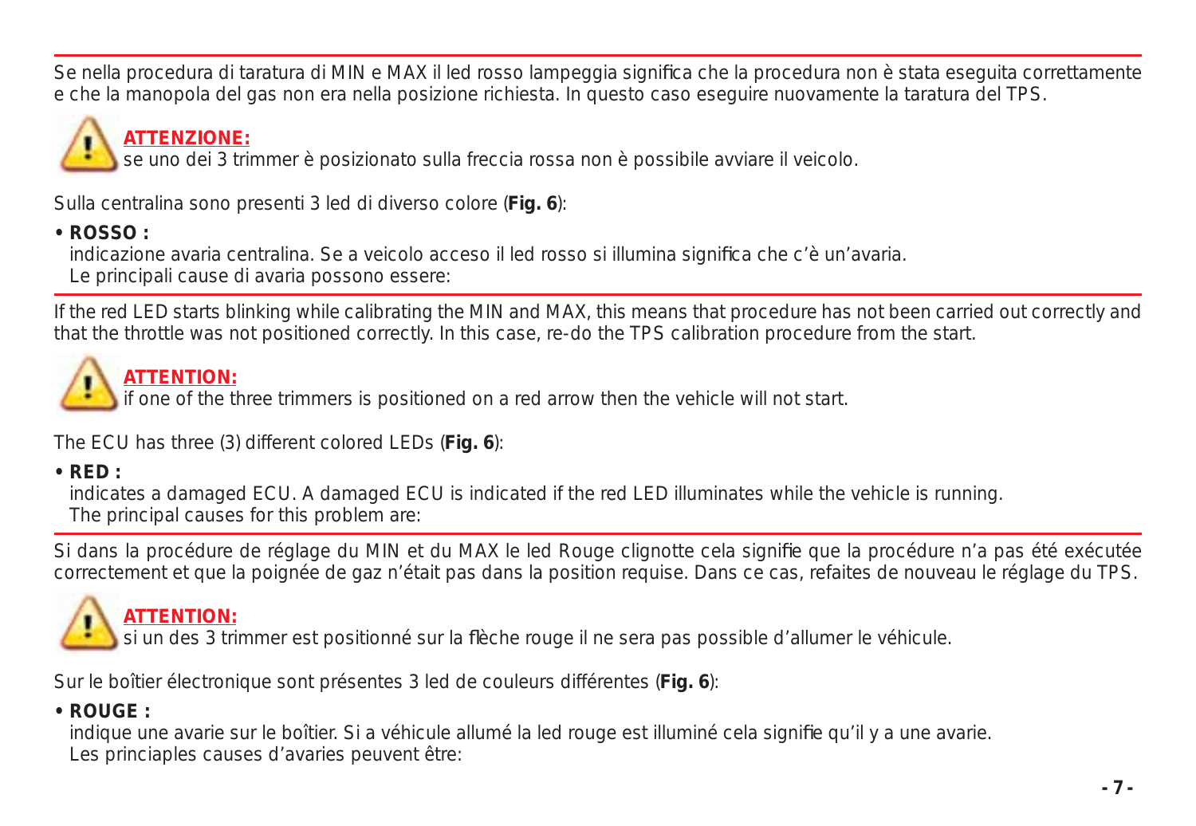Se nella procedura di taratura di MIN e MAX il led rosso lampeggia significa che la procedura non è stata eseguita correttamente e che la manopola del gas non era nella posizione richiesta. In questo caso eseguire nuovamente la taratura del TPS.

**ATTENZIONE:**
se uno dei 3 trimmer è posizionato sulla freccia rossa non è possibile avviare il veicolo.

Sulla centralina sono presenti 3 led di diverso colore (**Fig. 6**):

- **ROSSO :**
  indicazione avaria centralina. Se a veicolo acceso il led rosso si illumina significa che c'è un'avaria.
  Le principali cause di avaria possono essere:

---

If the red LED starts blinking while calibrating the MIN and MAX, this means that procedure has not been carried out correctly and that the throttle was not positioned correctly. In this case, re-do the TPS calibration procedure from the start.

**ATTENTION:**
if one of the three trimmers is positioned on a red arrow then the vehicle will not start.

The ECU has three (3) different colored LEDs (**Fig. 6**):

- **RED :**
  indicates a damaged ECU. A damaged ECU is indicated if the red LED illuminates while the vehicle is running.
  The principal causes for this problem are:

---

Si dans la procédure de réglage du MIN et du MAX le led Rouge clignotte cela signifie que la procédure n'a pas été exécutée correctement et que la poignée de gaz n'était pas dans la position requise. Dans ce cas, refaites de nouveau le réglage du TPS.

**ATTENTION:**
si un des 3 trimmer est positionné sur la flèche rouge il ne sera pas possible d'allumer le véhicule.

Sur le boîtier électronique sont présentes 3 led de couleurs différentes (**Fig. 6**):

- **ROUGE :**
  indique une avarie sur le boîtier. Si a véhicule allumé la led rouge est illuminé cela signifie qu'il y a une avarie.
  Les princiaples causes d'avaries peuvent être: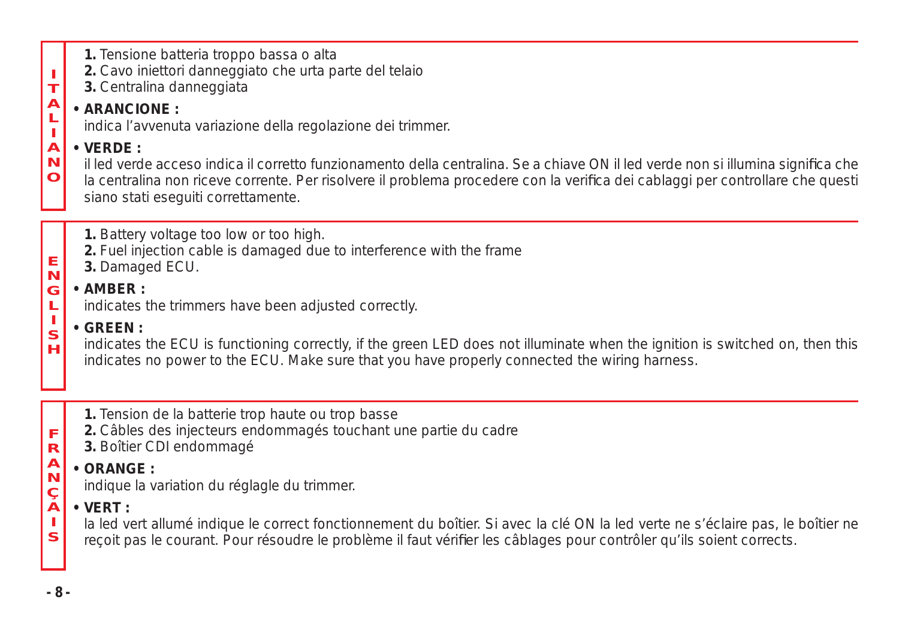## ITALIANO

**1.** Tensione batteria troppo bassa o alta
**2.** Cavo iniettori danneggiato che urta parte del telaio
**3.** Centralina danneggiata

**• ARANCIONE :**
indica l'avvenuta variazione della regolazione dei trimmer.

**• VERDE :**
il led verde acceso indica il corretto funzionamento della centralina. Se a chiave ON il led verde non si illumina significa che la centralina non riceve corrente. Per risolvere il problema procedere con la verifica dei cablaggi per controllare che questi siano stati eseguiti correttamente.

## ENGLISH

**1.** Battery voltage too low or too high.
**2.** Fuel injection cable is damaged due to interference with the frame
**3.** Damaged ECU.

**• AMBER :**
indicates the trimmers have been adjusted correctly.

**• GREEN :**
indicates the ECU is functioning correctly, if the green LED does not illuminate when the ignition is switched on, then this indicates no power to the ECU. Make sure that you have properly connected the wiring harness.

## FRANÇAIS

**1.** Tension de la batterie trop haute ou trop basse
**2.** Câbles des injecteurs endommagés touchant une partie du cadre
**3.** Boîtier CDI endommagé

**• ORANGE :**
indique la variation du réglagle du trimmer.

**• VERT :**
la led vert allumé indique le correct fonctionnement du boîtier. Si avec la clé ON la led verte ne s'éclaire pas, le boîtier ne reçoit pas le courant. Pour résoudre le problème il faut vérifier les câblages pour contrôler qu'ils soient corrects.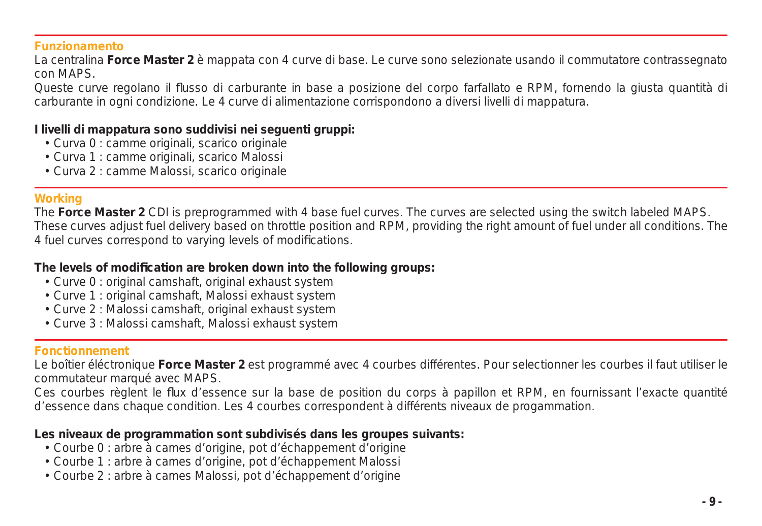## Funzionamento

La centralina **Force Master 2** è mappata con 4 curve di base. Le curve sono selezionate usando il commutatore contrassegnato con MAPS.

Queste curve regolano il flusso di carburante in base a posizione del corpo farfallato e RPM, fornendo la giusta quantità di carburante in ogni condizione. Le 4 curve di alimentazione corrispondono a diversi livelli di mappatura.

**I livelli di mappatura sono suddivisi nei seguenti gruppi:**

- Curva 0 : camme originali, scarico originale
- Curva 1 : camme originali, scarico Malossi
- Curva 2 : camme Malossi, scarico originale

## Working

The **Force Master 2** CDI is preprogrammed with 4 base fuel curves. The curves are selected using the switch labeled MAPS. These curves adjust fuel delivery based on throttle position and RPM, providing the right amount of fuel under all conditions. The 4 fuel curves correspond to varying levels of modifications.

**The levels of modification are broken down into the following groups:**

- Curve 0 : original camshaft, original exhaust system
- Curve 1 : original camshaft, Malossi exhaust system
- Curve 2 : Malossi camshaft, original exhaust system
- Curve 3 : Malossi camshaft, Malossi exhaust system

## Fonctionnement

Le boîtier éléctronique **Force Master 2** est programmé avec 4 courbes différentes. Pour selectionner les courbes il faut utiliser le commutateur marqué avec MAPS.

Ces courbes règlent le flux d'essence sur la base de position du corps à papillon et RPM, en fournissant l'exacte quantité d'essence dans chaque condition. Les 4 courbes correspondent à différents niveaux de progammation.

**Les niveaux de programmation sont subdivisés dans les groupes suivants:**

- Courbe 0 : arbre à cames d'origine, pot d'échappement d'origine
- Courbe 1 : arbre à cames d'origine, pot d'échappement Malossi
- Courbe 2 : arbre à cames Malossi, pot d'échappement d'origine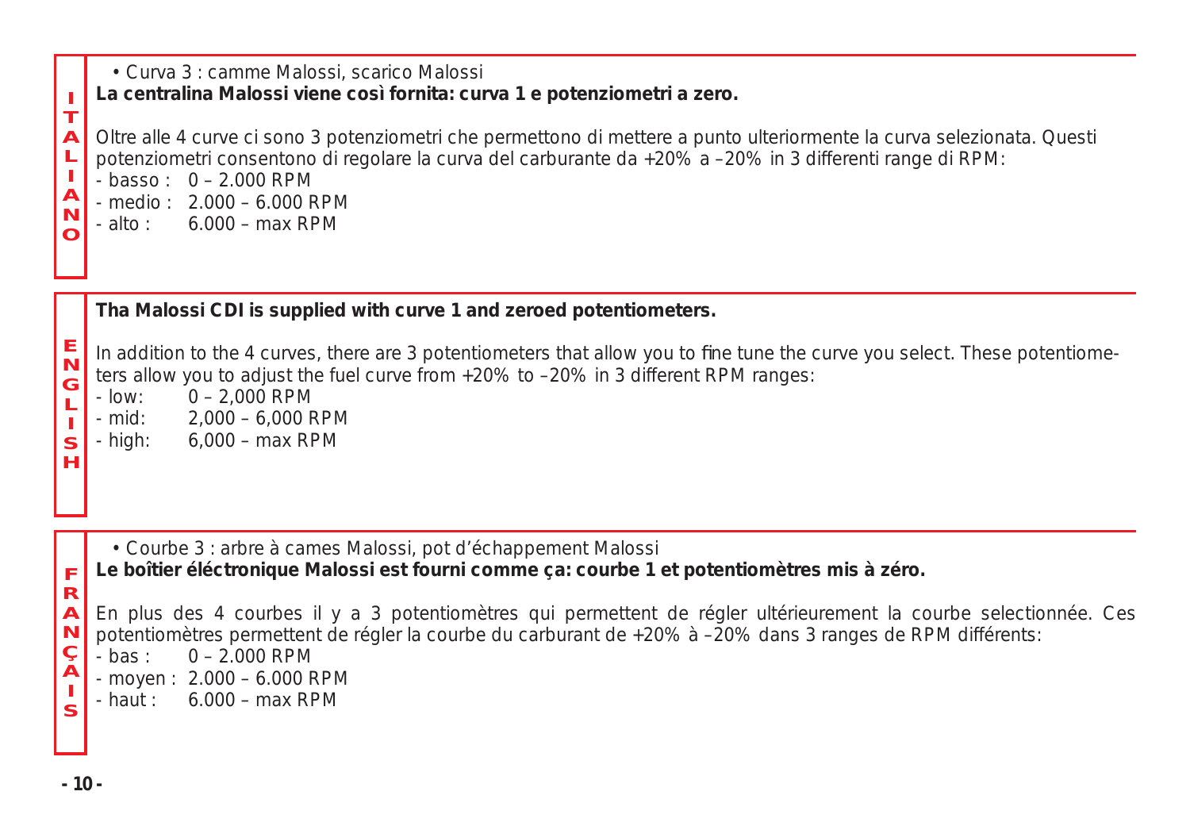ITALIANO

• Curva 3 : camme Malossi, scarico Malossi

**La centralina Malossi viene così fornita: curva 1 e potenziometri a zero.**

Oltre alle 4 curve ci sono 3 potenziometri che permettono di mettere a punto ulteriormente la curva selezionata. Questi potenziometri consentono di regolare la curva del carburante da +20% a –20% in 3 differenti range di RPM:

- basso : 0 – 2.000 RPM
- medio : 2.000 – 6.000 RPM
- alto : 6.000 – max RPM

ENGLISH

**Tha Malossi CDI is supplied with curve 1 and zeroed potentiometers.**

In addition to the 4 curves, there are 3 potentiometers that allow you to fine tune the curve you select. These potentiometers allow you to adjust the fuel curve from +20% to –20% in 3 different RPM ranges:

- low: 0 – 2,000 RPM
- mid: 2,000 – 6,000 RPM
- high: 6,000 – max RPM

FRANÇAIS

• Courbe 3 : arbre à cames Malossi, pot d'échappement Malossi

**Le boîtier éléctronique Malossi est fourni comme ça: courbe 1 et potentiomètres mis à zéro.**

En plus des 4 courbes il y a 3 potentiomètres qui permettent de régler ultérieurement la courbe selectionnée. Ces potentiomètres permettent de régler la courbe du carburant de +20% à –20% dans 3 ranges de RPM différents:

- bas : 0 – 2.000 RPM
- moyen : 2.000 – 6.000 RPM
- haut : 6.000 – max RPM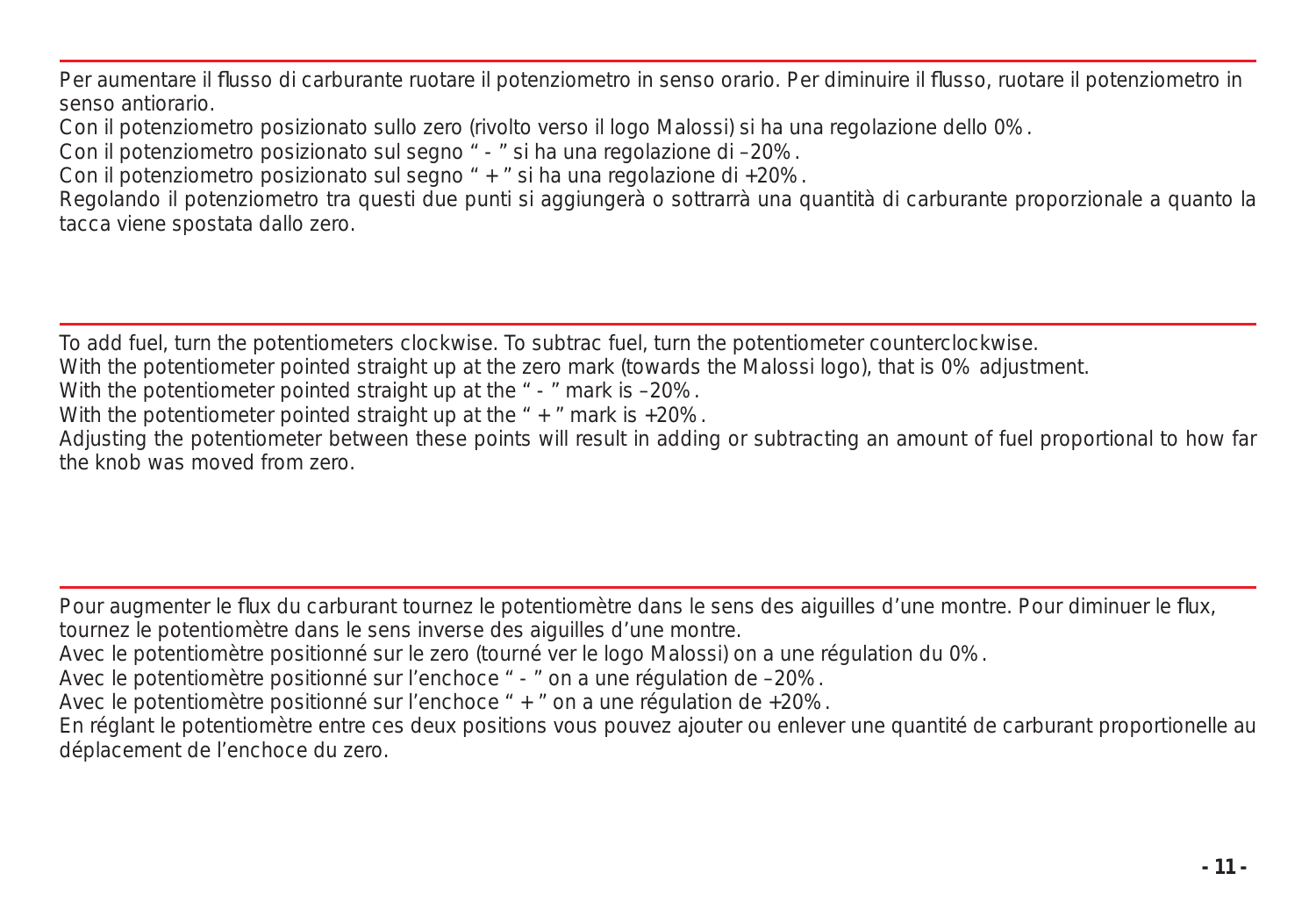Per aumentare il flusso di carburante ruotare il potenziometro in senso orario. Per diminuire il flusso, ruotare il potenziometro in senso antiorario.

Con il potenziometro posizionato sullo zero (rivolto verso il logo Malossi) si ha una regolazione dello 0%.

Con il potenziometro posizionato sul segno " - " si ha una regolazione di –20%.

Con il potenziometro posizionato sul segno " + " si ha una regolazione di +20%.

Regolando il potenziometro tra questi due punti si aggiungerà o sottrarrà una quantità di carburante proporzionale a quanto la tacca viene spostata dallo zero.

---

To add fuel, turn the potentiometers clockwise. To subtrac fuel, turn the potentiometer counterclockwise.

With the potentiometer pointed straight up at the zero mark (towards the Malossi logo), that is 0% adjustment.

With the potentiometer pointed straight up at the " - " mark is –20%.

With the potentiometer pointed straight up at the " + " mark is +20%.

Adjusting the potentiometer between these points will result in adding or subtracting an amount of fuel proportional to how far the knob was moved from zero.

---

Pour augmenter le flux du carburant tournez le potentiomètre dans le sens des aiguilles d'une montre. Pour diminuer le flux, tournez le potentiomètre dans le sens inverse des aiguilles d'une montre.

Avec le potentiomètre positionné sur le zero (tourné ver le logo Malossi) on a une régulation du 0%.

Avec le potentiomètre positionné sur l'enchoce " - " on a une régulation de –20%.

Avec le potentiomètre positionné sur l'enchoce " + " on a une régulation de +20%.

En réglant le potentiomètre entre ces deux positions vous pouvez ajouter ou enlever une quantité de carburant proportionelle au déplacement de l'enchoce du zero.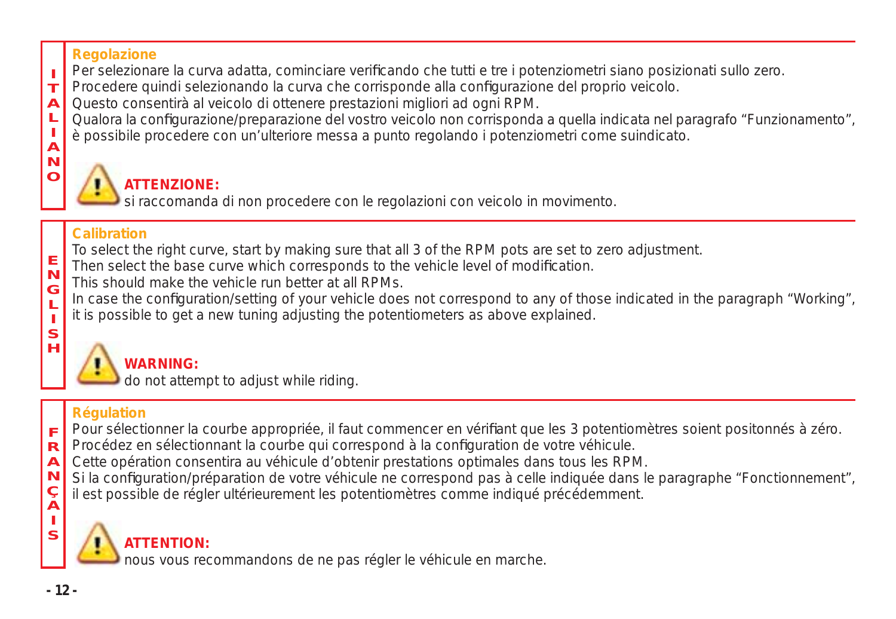### Regolazione

Per selezionare la curva adatta, cominciare verificando che tutti e tre i potenziometri siano posizionati sullo zero.
Procedere quindi selezionando la curva che corrisponde alla configurazione del proprio veicolo.
Questo consentirà al veicolo di ottenere prestazioni migliori ad ogni RPM.
Qualora la configurazione/preparazione del vostro veicolo non corrisponda a quella indicata nel paragrafo "Funzionamento", è possibile procedere con un'ulteriore messa a punto regolando i potenziometri come suindicato.

**ATTENZIONE:**
si raccomanda di non procedere con le regolazioni con veicolo in movimento.

### Calibration

To select the right curve, start by making sure that all 3 of the RPM pots are set to zero adjustment.
Then select the base curve which corresponds to the vehicle level of modification.
This should make the vehicle run better at all RPMs.
In case the configuration/setting of your vehicle does not correspond to any of those indicated in the paragraph "Working", it is possible to get a new tuning adjusting the potentiometers as above explained.

**WARNING:**
do not attempt to adjust while riding.

### Régulation

Pour sélectionner la courbe appropriée, il faut commencer en vérifiant que les 3 potentiomètres soient positonnés à zéro.
Procédez en sélectionnant la courbe qui correspond à la configuration de votre véhicule.
Cette opération consentira au véhicule d'obtenir prestations optimales dans tous les RPM.
Si la configuration/préparation de votre véhicule ne correspond pas à celle indiquée dans le paragraphe "Fonctionnement", il est possible de régler ultérieurement les potentiomètres comme indiqué précédemment.

**ATTENTION:**
nous vous recommandons de ne pas régler le véhicule en marche.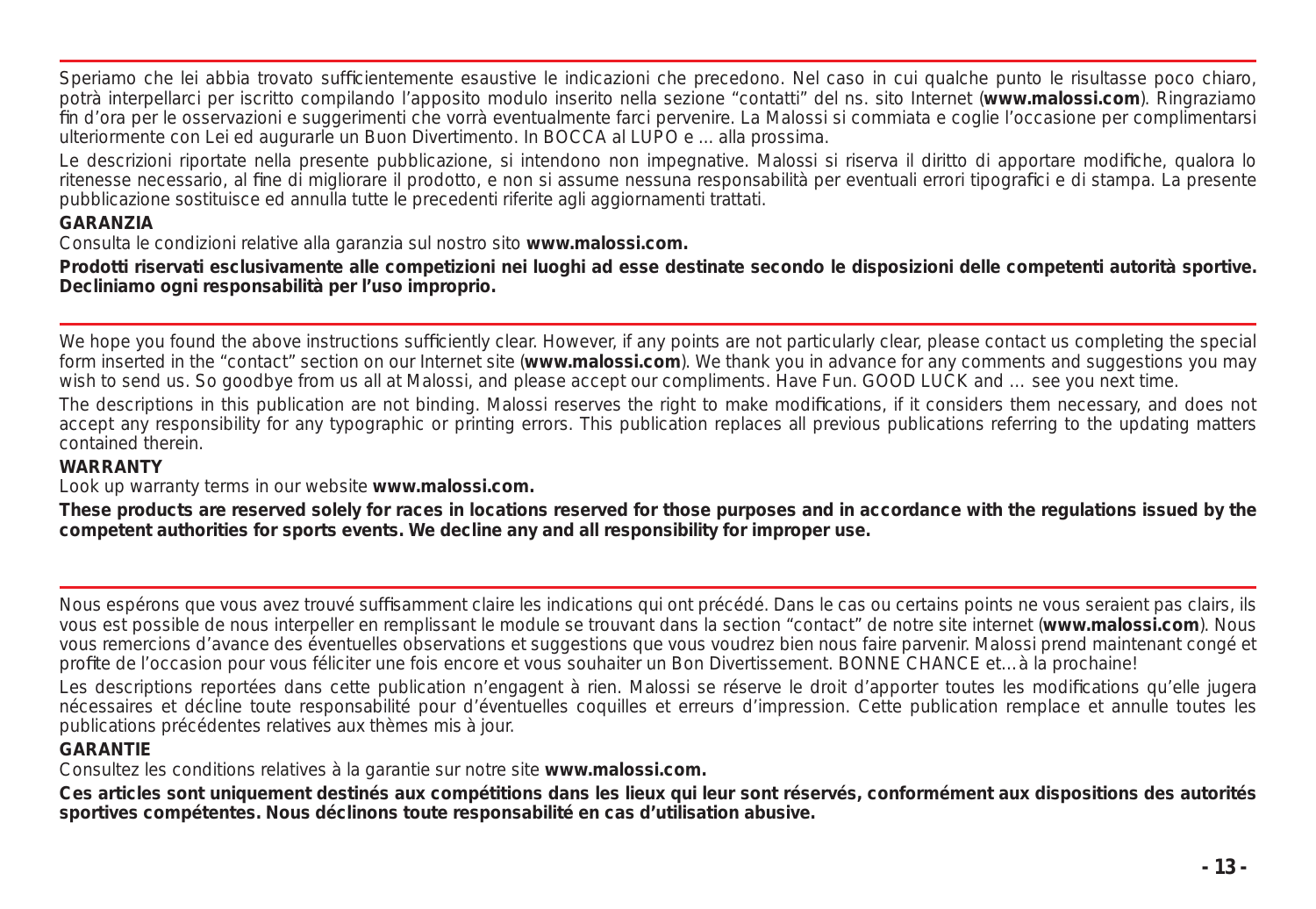Speriamo che lei abbia trovato sufficientemente esaustive le indicazioni che precedono. Nel caso in cui qualche punto le risultasse poco chiaro, potrà interpellarci per iscritto compilando l'apposito modulo inserito nella sezione "contatti" del ns. sito Internet (**www.malossi.com**). Ringraziamo fin d'ora per le osservazioni e suggerimenti che vorrà eventualmente farci pervenire. La Malossi si commiata e coglie l'occasione per complimentarsi ulteriormente con Lei ed augurarle un Buon Divertimento. In BOCCA al LUPO e ... alla prossima.

Le descrizioni riportate nella presente pubblicazione, si intendono non impegnative. Malossi si riserva il diritto di apportare modifiche, qualora lo ritenesse necessario, al fine di migliorare il prodotto, e non si assume nessuna responsabilità per eventuali errori tipografici e di stampa. La presente pubblicazione sostituisce ed annulla tutte le precedenti riferite agli aggiornamenti trattati.

**GARANZIA**

Consulta le condizioni relative alla garanzia sul nostro sito **www.malossi.com.**

**Prodotti riservati esclusivamente alle competizioni nei luoghi ad esse destinate secondo le disposizioni delle competenti autorità sportive. Decliniamo ogni responsabilità per l'uso improprio.**

---

We hope you found the above instructions sufficiently clear. However, if any points are not particularly clear, please contact us completing the special form inserted in the "contact" section on our Internet site (**www.malossi.com**). We thank you in advance for any comments and suggestions you may wish to send us. So goodbye from us all at Malossi, and please accept our compliments. Have Fun. GOOD LUCK and … see you next time.

The descriptions in this publication are not binding. Malossi reserves the right to make modifications, if it considers them necessary, and does not accept any responsibility for any typographic or printing errors. This publication replaces all previous publications referring to the updating matters contained therein.

**WARRANTY**

Look up warranty terms in our website **www.malossi.com.**

**These products are reserved solely for races in locations reserved for those purposes and in accordance with the regulations issued by the competent authorities for sports events. We decline any and all responsibility for improper use.**

---

Nous espérons que vous avez trouvé suffisamment claire les indications qui ont précédé. Dans le cas ou certains points ne vous seraient pas clairs, ils vous est possible de nous interpeller en remplissant le module se trouvant dans la section "contact" de notre site internet (**www.malossi.com**). Nous vous remercions d'avance des éventuelles observations et suggestions que vous voudrez bien nous faire parvenir. Malossi prend maintenant congé et profite de l'occasion pour vous féliciter une fois encore et vous souhaiter un Bon Divertissement. BONNE CHANCE et…à la prochaine!

Les descriptions reportées dans cette publication n'engagent à rien. Malossi se réserve le droit d'apporter toutes les modifications qu'elle jugera nécessaires et décline toute responsabilité pour d'éventuelles coquilles et erreurs d'impression. Cette publication remplace et annulle toutes les publications précédentes relatives aux thèmes mis à jour.

**GARANTIE**

Consultez les conditions relatives à la garantie sur notre site **www.malossi.com.**

**Ces articles sont uniquement destinés aux compétitions dans les lieux qui leur sont réservés, conformément aux dispositions des autorités sportives compétentes. Nous déclinons toute responsabilité en cas d'utilisation abusive.**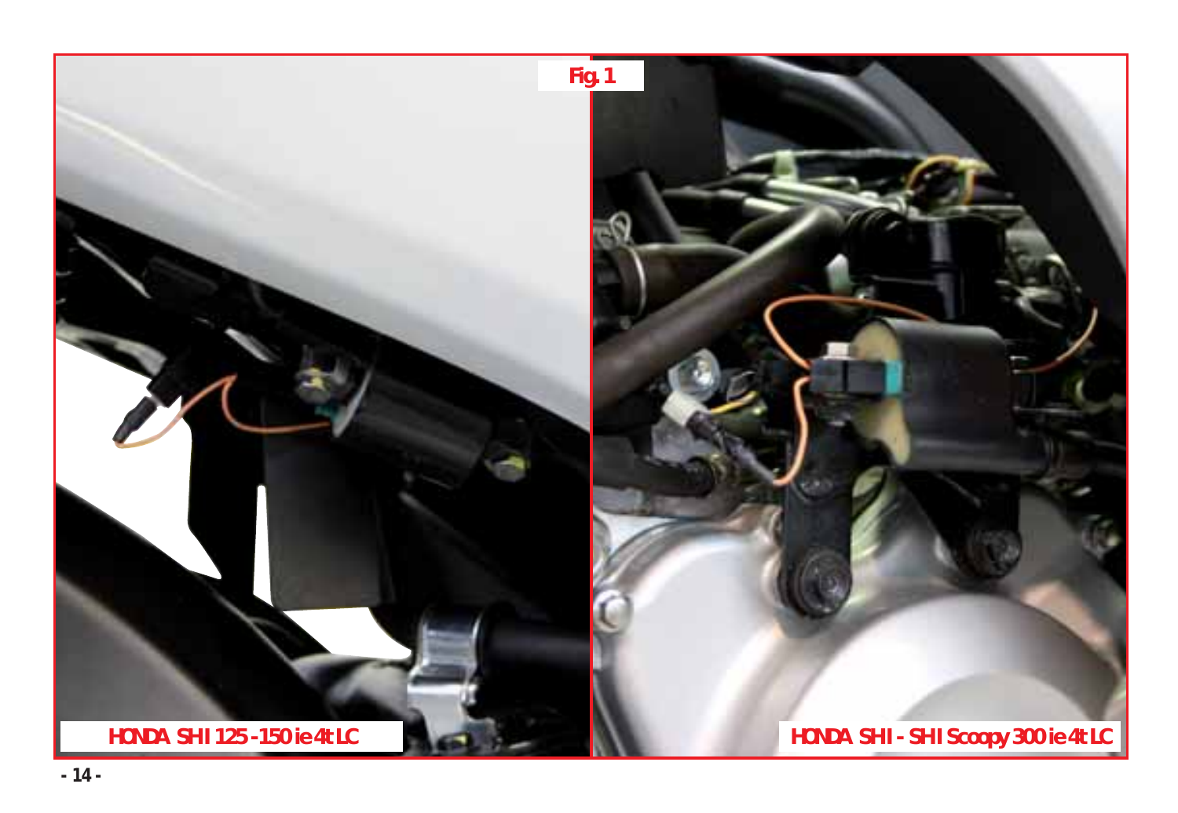Fig. 1

HONDA SH I 125 - 150 ie 4t LC

HONDA SH I - SH I Scoopy 300 ie 4t LC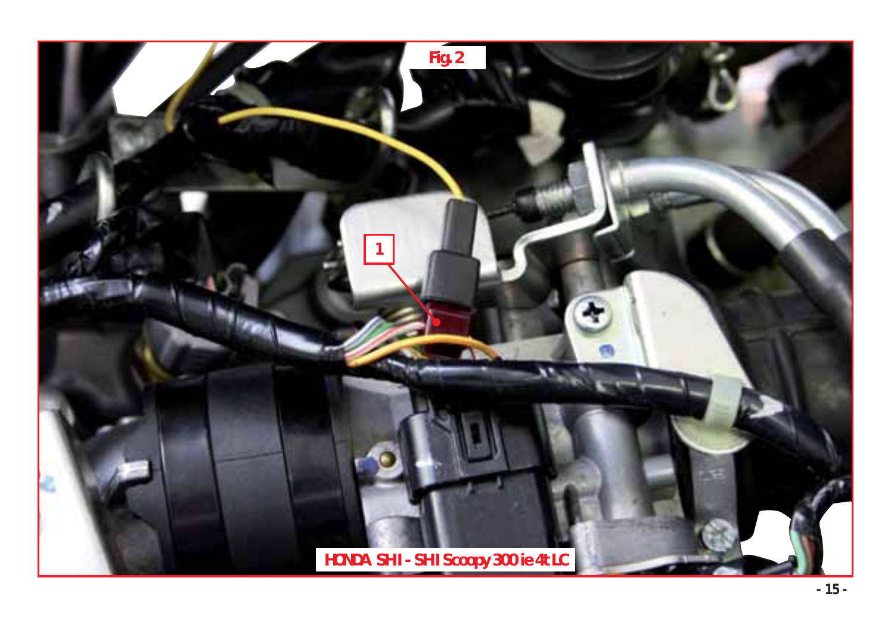Fig. 2

HONDA SHI - SHI Scoopy 300 ie 4t LC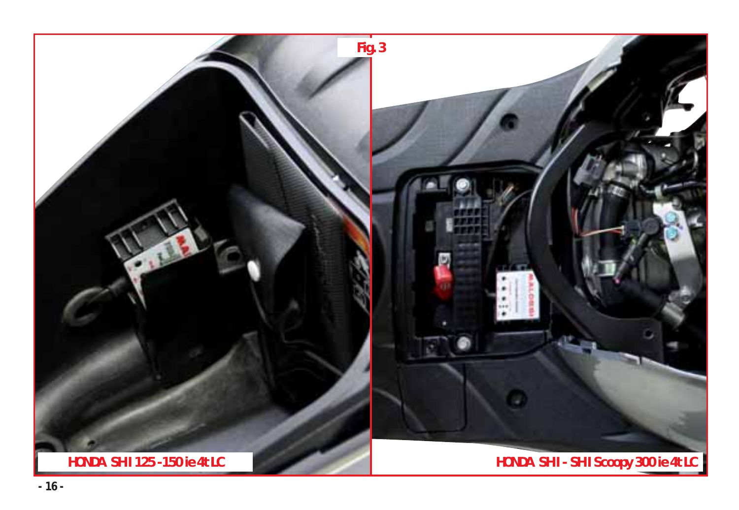Fig. 3

HONDA SH I 125 - 150 ie 4t LC

HONDA SH I - SH I Scoopy 300 ie 4t LC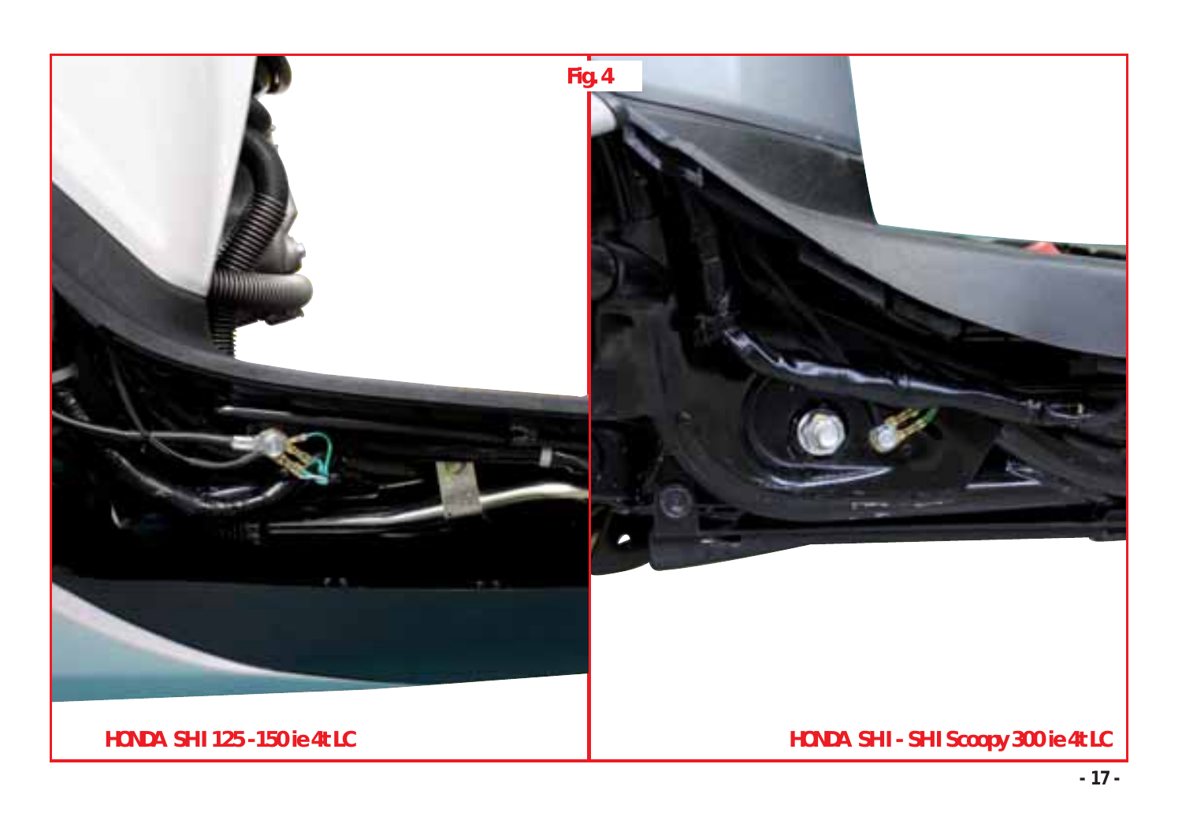Fig. 4

HONDA SHI 125 - 150 ie 4t LC

HONDA SHI - SHI Scoopy 300 ie 4t LC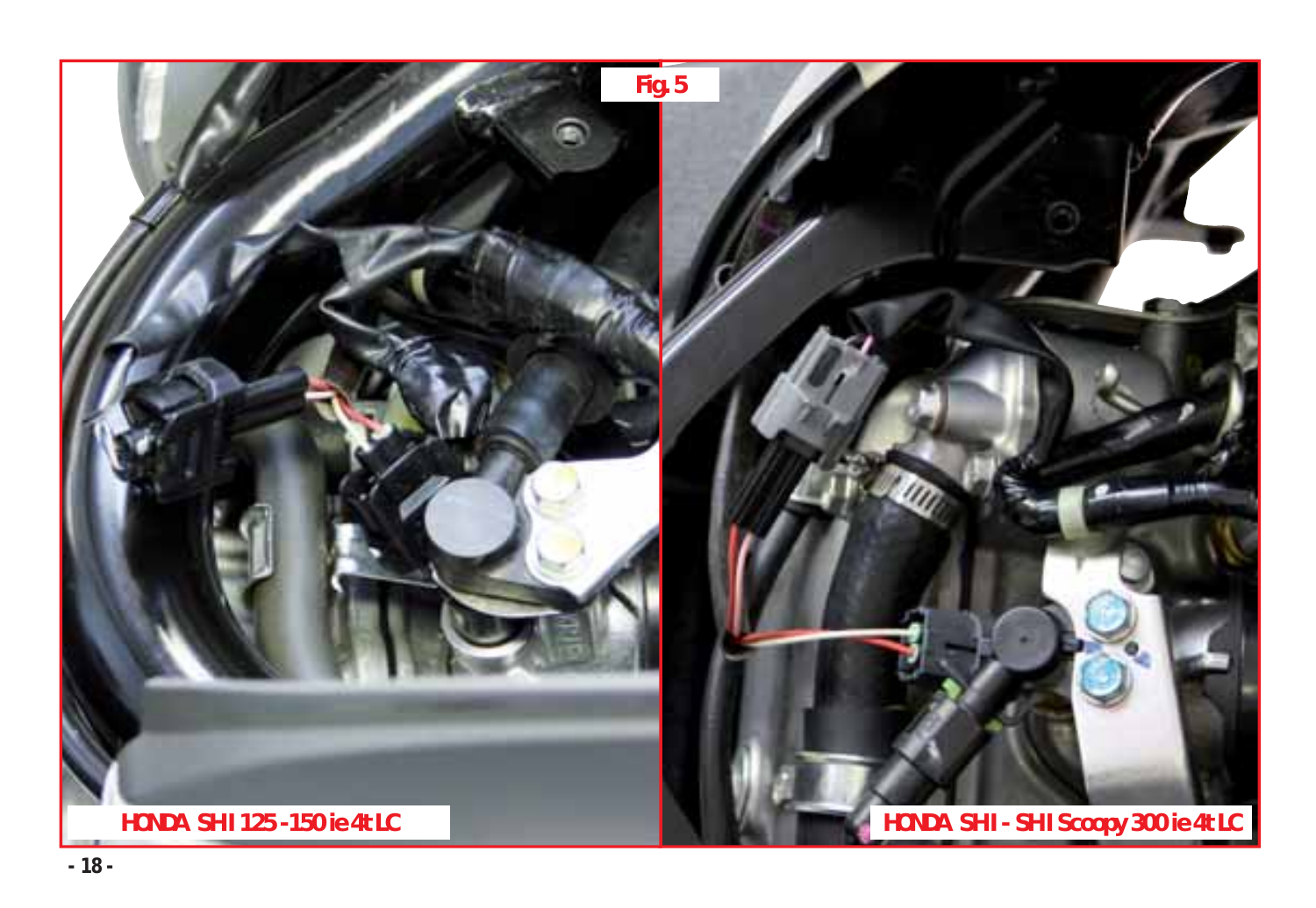Fig. 5

HONDA SH I 125 - 150 ie 4t LC

HONDA SH I - SH I Scoopy 300 ie 4t LC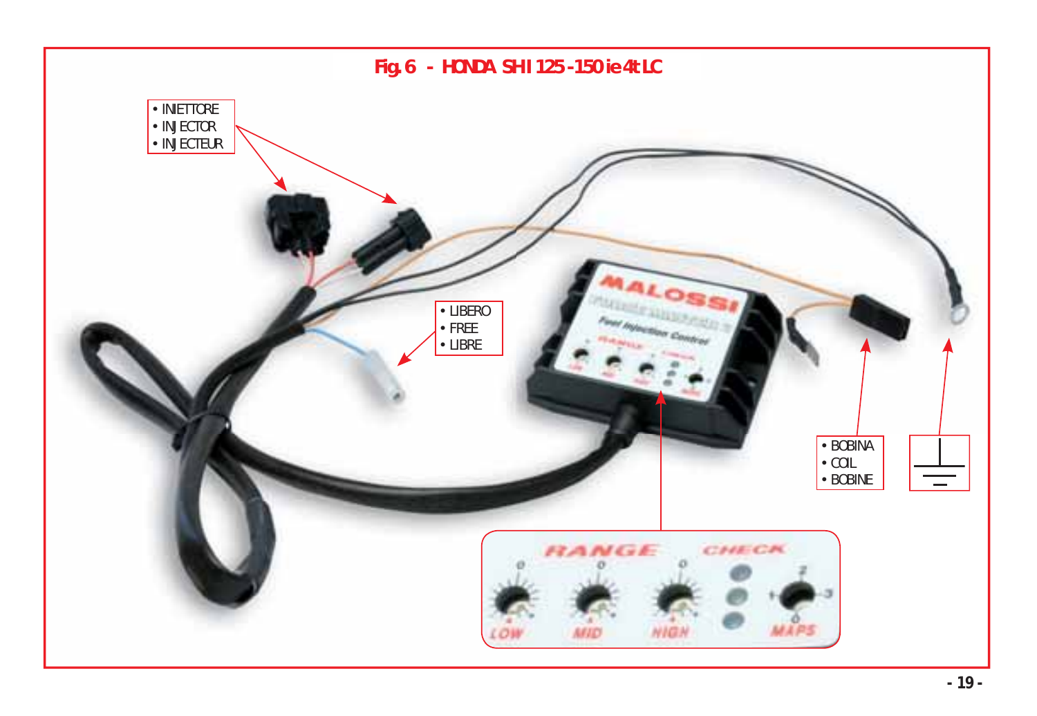## Fig. 6 - HONDA SHI 125-150 ie 4t LC

- INIETTORE
- INJECTOR
- INJECTEUR

- LIBERO
- FREE
- LIBRE

- BOBINA
- COIL
- BOBINE

RANGE CHECK

LOW MID HIGH MAPS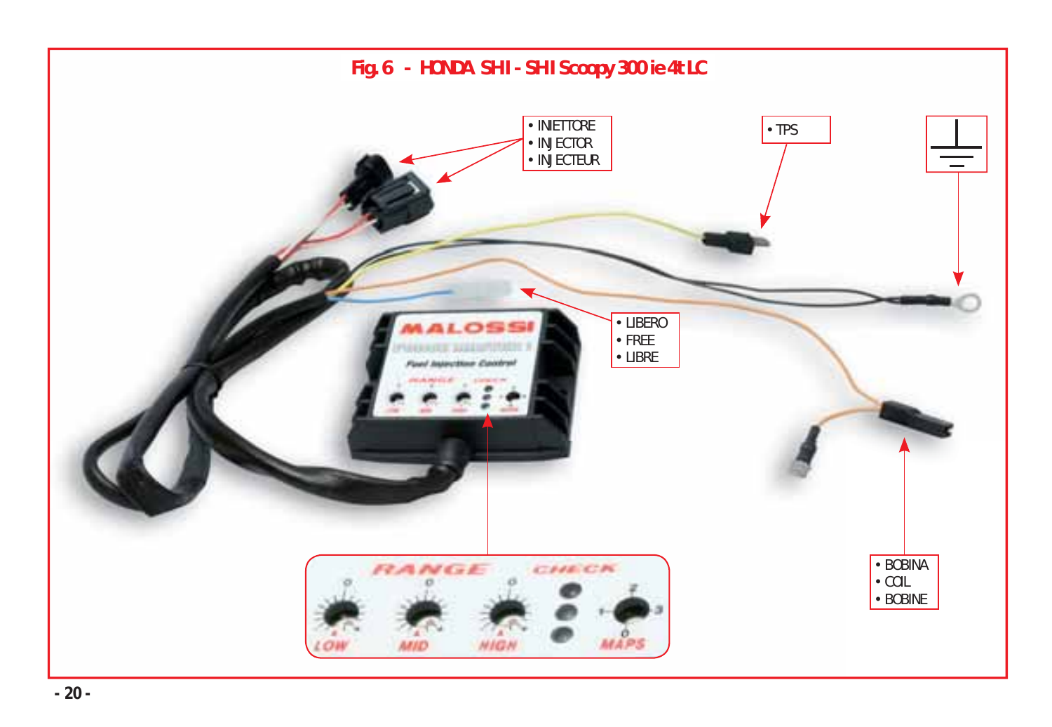## Fig. 6 - HONDA SH I - SH I Scoopy 300 ie 4t LC

• INIETTORE
• INJECTOR
• INJECTEUR

• TPS

• LIBERO
• FREE
• LIBRE

• BOBINA
• COIL
• BOBINE

RANGE CHECK

LOW MID HIGH MAPS